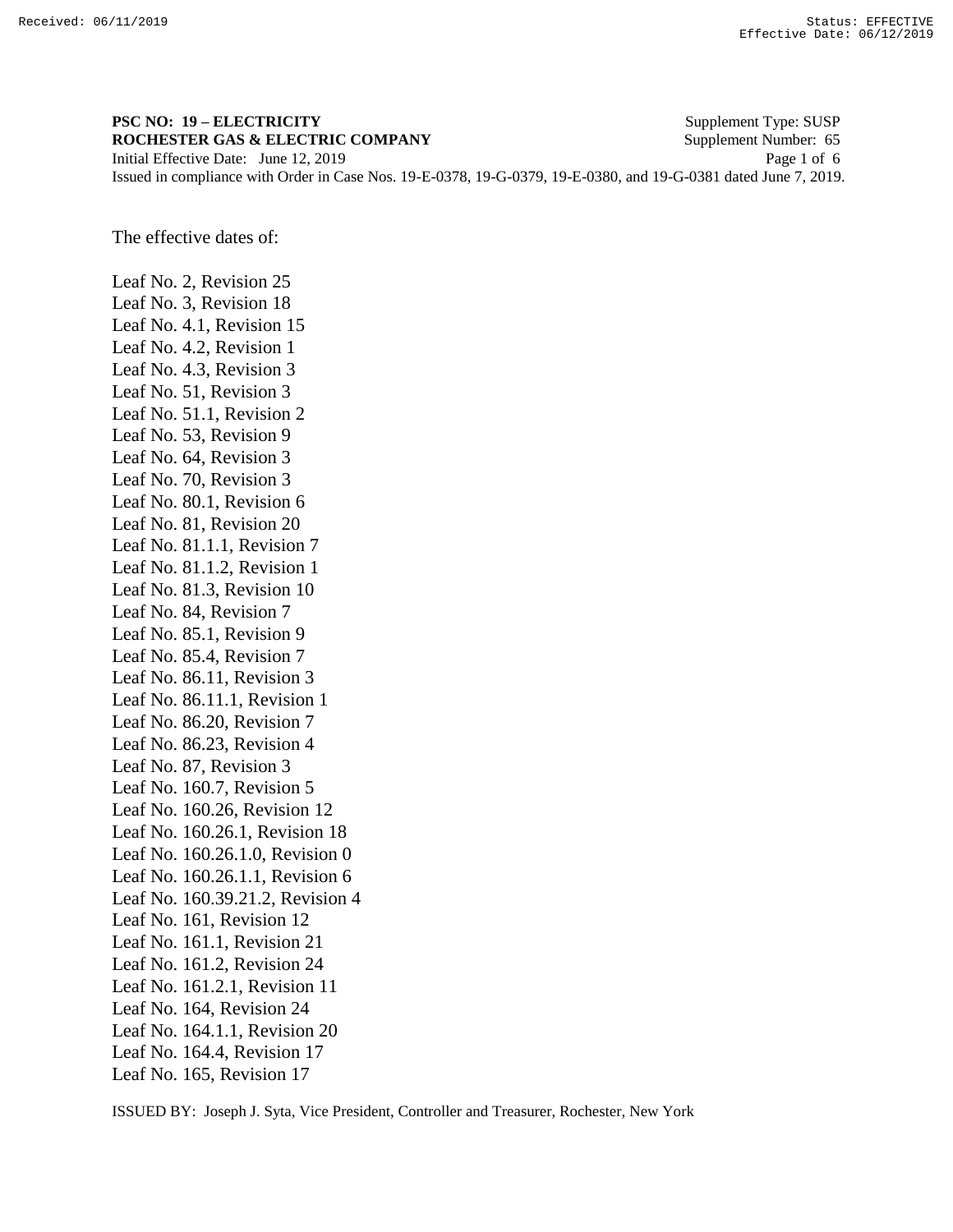**PSC NO: 19 – ELECTRICITY** Supplement Type: SUSP
**ROCHESTER GAS & ELECTRIC COMPANY** Supplement Number: 65
Initial Effective Date: June 12, 2019
Issued in compliance with Order in Case Nos. 19-E-0378, 19-G-0379, 19-E-0380, and 19-G-0381 dated June 7, 2019.

The effective dates of:

Leaf No. 2, Revision 25
Leaf No. 3, Revision 18
Leaf No. 4.1, Revision 15
Leaf No. 4.2, Revision 1
Leaf No. 4.3, Revision 3
Leaf No. 51, Revision 3
Leaf No. 51.1, Revision 2
Leaf No. 53, Revision 9
Leaf No. 64, Revision 3
Leaf No. 70, Revision 3
Leaf No. 80.1, Revision 6
Leaf No. 81, Revision 20
Leaf No. 81.1.1, Revision 7
Leaf No. 81.1.2, Revision 1
Leaf No. 81.3, Revision 10
Leaf No. 84, Revision 7
Leaf No. 85.1, Revision 9
Leaf No. 85.4, Revision 7
Leaf No. 86.11, Revision 3
Leaf No. 86.11.1, Revision 1
Leaf No. 86.20, Revision 7
Leaf No. 86.23, Revision 4
Leaf No. 87, Revision 3
Leaf No. 160.7, Revision 5
Leaf No. 160.26, Revision 12
Leaf No. 160.26.1, Revision 18
Leaf No. 160.26.1.0, Revision 0
Leaf No. 160.26.1.1, Revision 6
Leaf No. 160.39.21.2, Revision 4
Leaf No. 161, Revision 12
Leaf No. 161.1, Revision 21
Leaf No. 161.2, Revision 24
Leaf No. 161.2.1, Revision 11
Leaf No. 164, Revision 24
Leaf No. 164.1.1, Revision 20
Leaf No. 164.4, Revision 17
Leaf No. 165, Revision 17

ISSUED BY: Joseph J. Syta, Vice President, Controller and Treasurer, Rochester, New York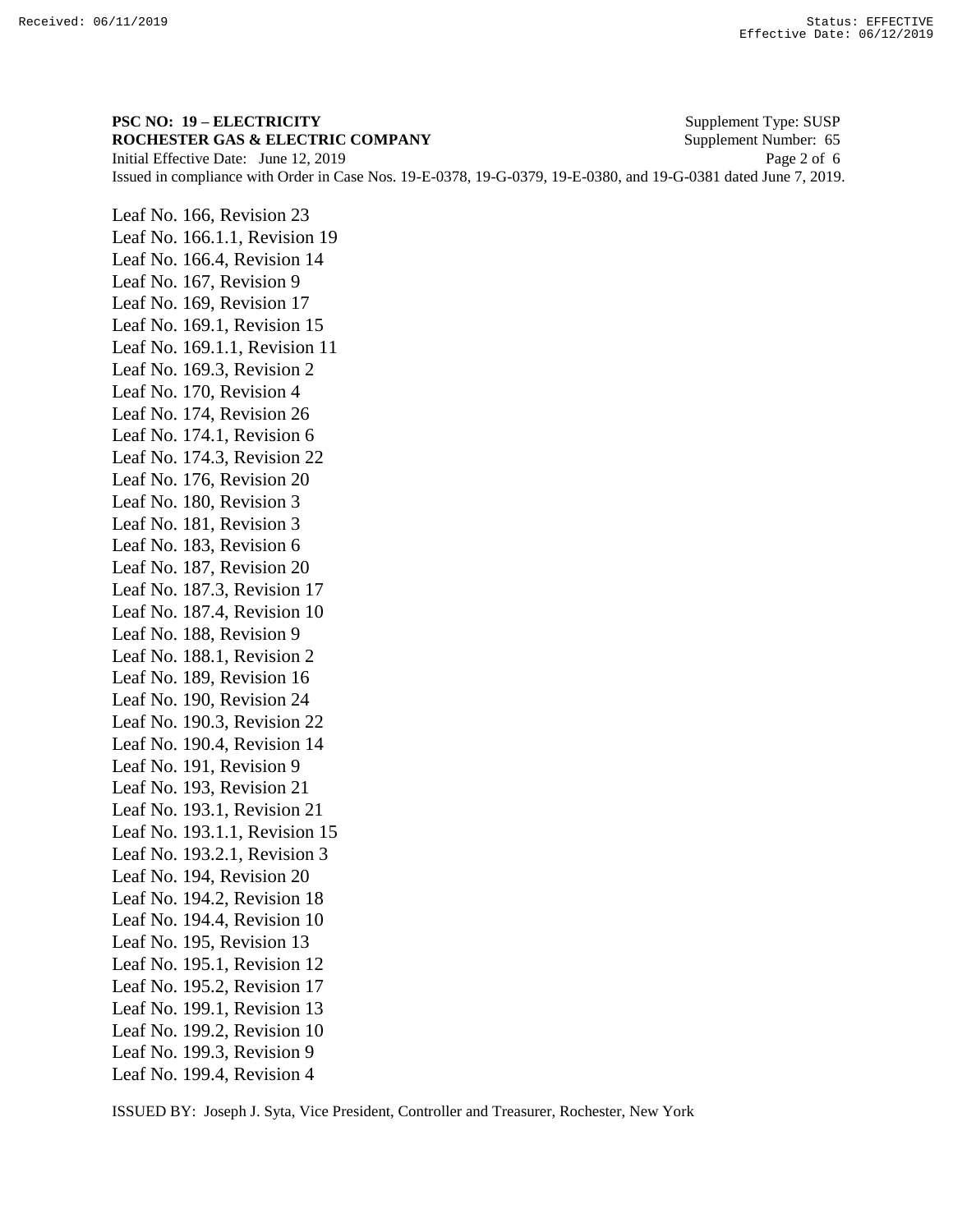**PSC NO: 19 – ELECTRICITY** Supplement Type: SUSP
**ROCHESTER GAS & ELECTRIC COMPANY** Supplement Number: 65
Initial Effective Date: June 12, 2019
Issued in compliance with Order in Case Nos. 19-E-0378, 19-G-0379, 19-E-0380, and 19-G-0381 dated June 7, 2019.

Leaf No. 166, Revision 23
Leaf No. 166.1.1, Revision 19
Leaf No. 166.4, Revision 14
Leaf No. 167, Revision 9
Leaf No. 169, Revision 17
Leaf No. 169.1, Revision 15
Leaf No. 169.1.1, Revision 11
Leaf No. 169.3, Revision 2
Leaf No. 170, Revision 4
Leaf No. 174, Revision 26
Leaf No. 174.1, Revision 6
Leaf No. 174.3, Revision 22
Leaf No. 176, Revision 20
Leaf No. 180, Revision 3
Leaf No. 181, Revision 3
Leaf No. 183, Revision 6
Leaf No. 187, Revision 20
Leaf No. 187.3, Revision 17
Leaf No. 187.4, Revision 10
Leaf No. 188, Revision 9
Leaf No. 188.1, Revision 2
Leaf No. 189, Revision 16
Leaf No. 190, Revision 24
Leaf No. 190.3, Revision 22
Leaf No. 190.4, Revision 14
Leaf No. 191, Revision 9
Leaf No. 193, Revision 21
Leaf No. 193.1, Revision 21
Leaf No. 193.1.1, Revision 15
Leaf No. 193.2.1, Revision 3
Leaf No. 194, Revision 20
Leaf No. 194.2, Revision 18
Leaf No. 194.4, Revision 10
Leaf No. 195, Revision 13
Leaf No. 195.1, Revision 12
Leaf No. 195.2, Revision 17
Leaf No. 199.1, Revision 13
Leaf No. 199.2, Revision 10
Leaf No. 199.3, Revision 9
Leaf No. 199.4, Revision 4

ISSUED BY: Joseph J. Syta, Vice President, Controller and Treasurer, Rochester, New York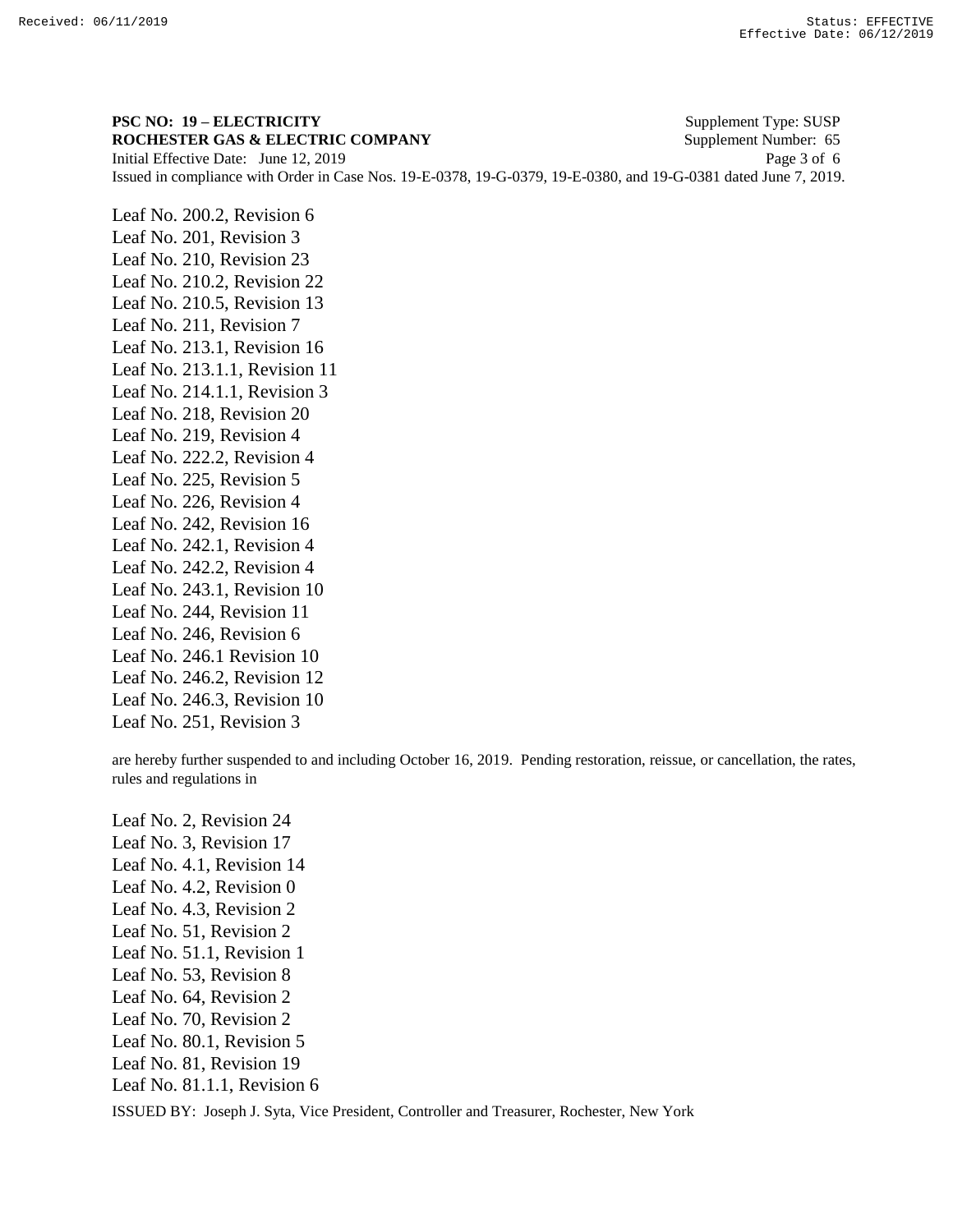**PSC NO: 19 – ELECTRICITY** Supplement Type: SUSP
**ROCHESTER GAS & ELECTRIC COMPANY** Supplement Number: 65
Initial Effective Date: June 12, 2019
Issued in compliance with Order in Case Nos. 19-E-0378, 19-G-0379, 19-E-0380, and 19-G-0381 dated June 7, 2019.

Leaf No. 200.2, Revision 6
Leaf No. 201, Revision 3
Leaf No. 210, Revision 23
Leaf No. 210.2, Revision 22
Leaf No. 210.5, Revision 13
Leaf No. 211, Revision 7
Leaf No. 213.1, Revision 16
Leaf No. 213.1.1, Revision 11
Leaf No. 214.1.1, Revision 3
Leaf No. 218, Revision 20
Leaf No. 219, Revision 4
Leaf No. 222.2, Revision 4
Leaf No. 225, Revision 5
Leaf No. 226, Revision 4
Leaf No. 242, Revision 16
Leaf No. 242.1, Revision 4
Leaf No. 242.2, Revision 4
Leaf No. 243.1, Revision 10
Leaf No. 244, Revision 11
Leaf No. 246, Revision 6
Leaf No. 246.1 Revision 10
Leaf No. 246.2, Revision 12
Leaf No. 246.3, Revision 10
Leaf No. 251, Revision 3

are hereby further suspended to and including October 16, 2019. Pending restoration, reissue, or cancellation, the rates, rules and regulations in

Leaf No. 2, Revision 24
Leaf No. 3, Revision 17
Leaf No. 4.1, Revision 14
Leaf No. 4.2, Revision 0
Leaf No. 4.3, Revision 2
Leaf No. 51, Revision 2
Leaf No. 51.1, Revision 1
Leaf No. 53, Revision 8
Leaf No. 64, Revision 2
Leaf No. 70, Revision 2
Leaf No. 80.1, Revision 5
Leaf No. 81, Revision 19
Leaf No. 81.1.1, Revision 6

ISSUED BY: Joseph J. Syta, Vice President, Controller and Treasurer, Rochester, New York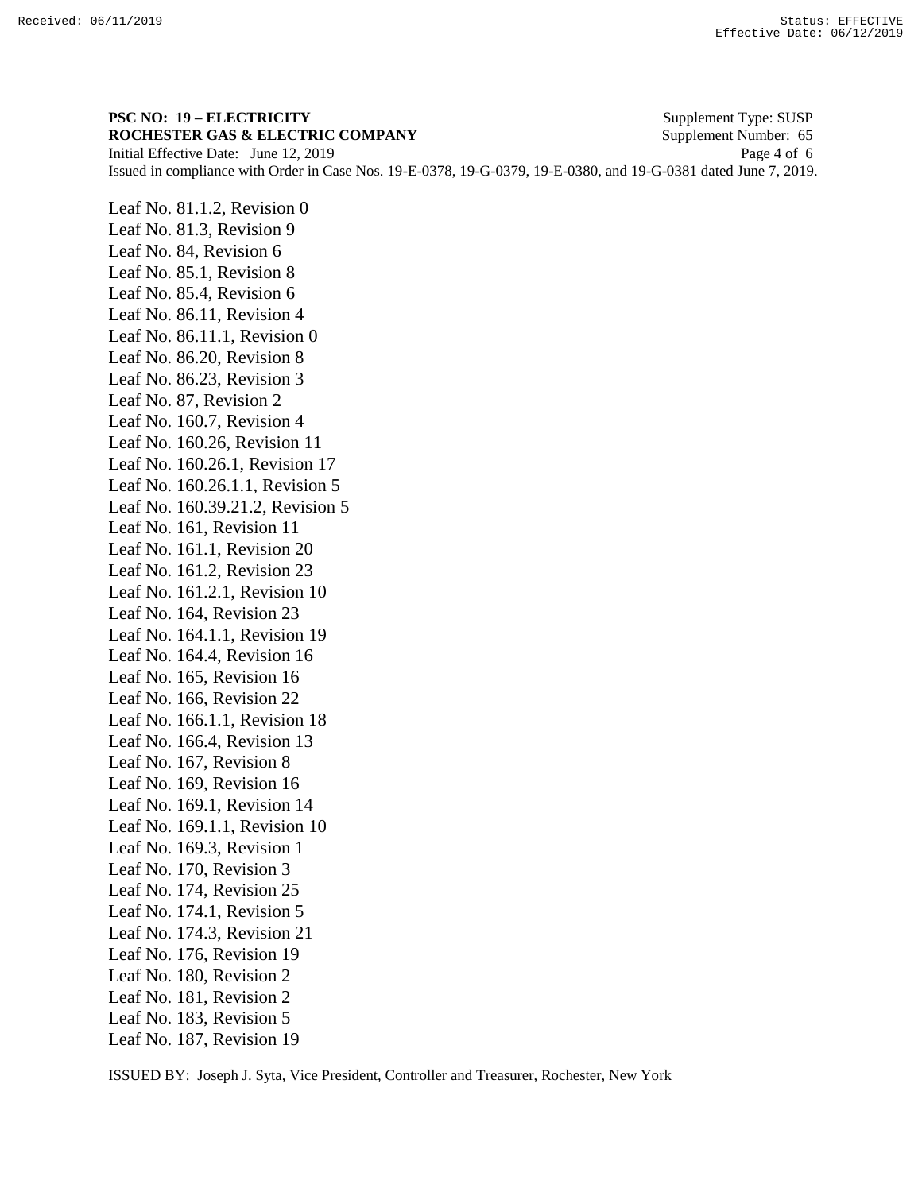**PSC NO: 19 – ELECTRICITY** Supplement Type: SUSP
**ROCHESTER GAS & ELECTRIC COMPANY** Supplement Number: 65
Initial Effective Date: June 12, 2019
Issued in compliance with Order in Case Nos. 19-E-0378, 19-G-0379, 19-E-0380, and 19-G-0381 dated June 7, 2019.

Leaf No. 81.1.2, Revision 0
Leaf No. 81.3, Revision 9
Leaf No. 84, Revision 6
Leaf No. 85.1, Revision 8
Leaf No. 85.4, Revision 6
Leaf No. 86.11, Revision 4
Leaf No. 86.11.1, Revision 0
Leaf No. 86.20, Revision 8
Leaf No. 86.23, Revision 3
Leaf No. 87, Revision 2
Leaf No. 160.7, Revision 4
Leaf No. 160.26, Revision 11
Leaf No. 160.26.1, Revision 17
Leaf No. 160.26.1.1, Revision 5
Leaf No. 160.39.21.2, Revision 5
Leaf No. 161, Revision 11
Leaf No. 161.1, Revision 20
Leaf No. 161.2, Revision 23
Leaf No. 161.2.1, Revision 10
Leaf No. 164, Revision 23
Leaf No. 164.1.1, Revision 19
Leaf No. 164.4, Revision 16
Leaf No. 165, Revision 16
Leaf No. 166, Revision 22
Leaf No. 166.1.1, Revision 18
Leaf No. 166.4, Revision 13
Leaf No. 167, Revision 8
Leaf No. 169, Revision 16
Leaf No. 169.1, Revision 14
Leaf No. 169.1.1, Revision 10
Leaf No. 169.3, Revision 1
Leaf No. 170, Revision 3
Leaf No. 174, Revision 25
Leaf No. 174.1, Revision 5
Leaf No. 174.3, Revision 21
Leaf No. 176, Revision 19
Leaf No. 180, Revision 2
Leaf No. 181, Revision 2
Leaf No. 183, Revision 5
Leaf No. 187, Revision 19

ISSUED BY: Joseph J. Syta, Vice President, Controller and Treasurer, Rochester, New York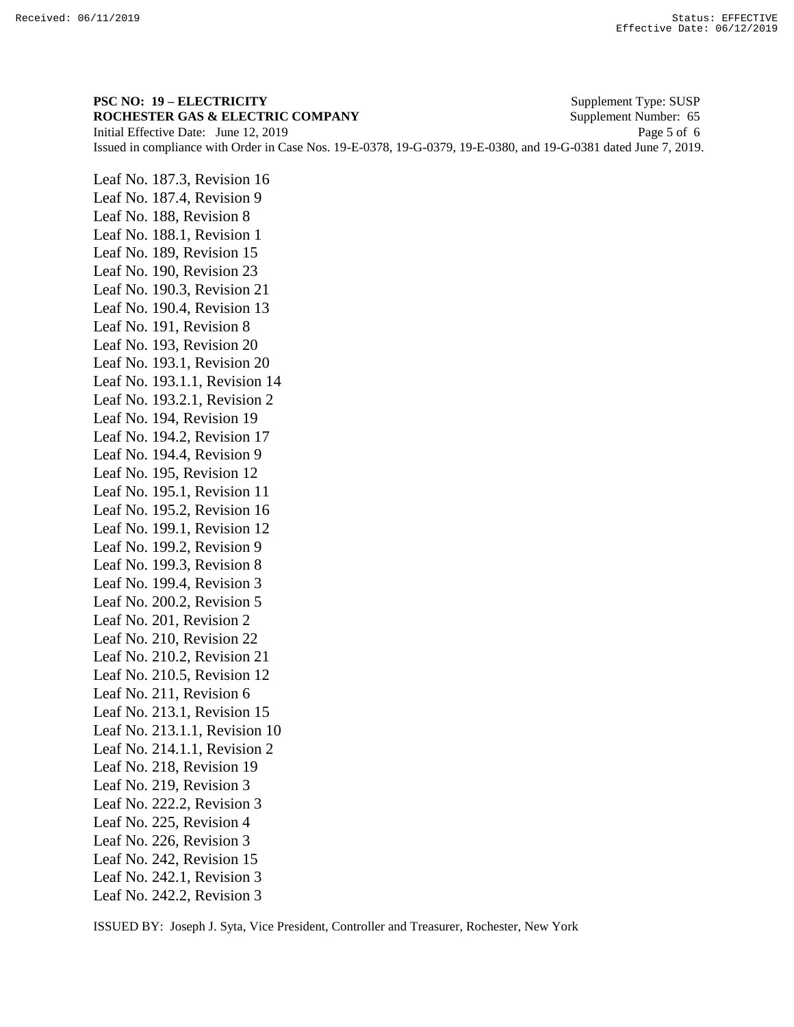**PSC NO: 19 – ELECTRICITY** Supplement Type: SUSP
**ROCHESTER GAS & ELECTRIC COMPANY** Supplement Number: 65
Initial Effective Date: June 12, 2019
Issued in compliance with Order in Case Nos. 19-E-0378, 19-G-0379, 19-E-0380, and 19-G-0381 dated June 7, 2019.

Leaf No. 187.3, Revision 16
Leaf No. 187.4, Revision 9
Leaf No. 188, Revision 8
Leaf No. 188.1, Revision 1
Leaf No. 189, Revision 15
Leaf No. 190, Revision 23
Leaf No. 190.3, Revision 21
Leaf No. 190.4, Revision 13
Leaf No. 191, Revision 8
Leaf No. 193, Revision 20
Leaf No. 193.1, Revision 20
Leaf No. 193.1.1, Revision 14
Leaf No. 193.2.1, Revision 2
Leaf No. 194, Revision 19
Leaf No. 194.2, Revision 17
Leaf No. 194.4, Revision 9
Leaf No. 195, Revision 12
Leaf No. 195.1, Revision 11
Leaf No. 195.2, Revision 16
Leaf No. 199.1, Revision 12
Leaf No. 199.2, Revision 9
Leaf No. 199.3, Revision 8
Leaf No. 199.4, Revision 3
Leaf No. 200.2, Revision 5
Leaf No. 201, Revision 2
Leaf No. 210, Revision 22
Leaf No. 210.2, Revision 21
Leaf No. 210.5, Revision 12
Leaf No. 211, Revision 6
Leaf No. 213.1, Revision 15
Leaf No. 213.1.1, Revision 10
Leaf No. 214.1.1, Revision 2
Leaf No. 218, Revision 19
Leaf No. 219, Revision 3
Leaf No. 222.2, Revision 3
Leaf No. 225, Revision 4
Leaf No. 226, Revision 3
Leaf No. 242, Revision 15
Leaf No. 242.1, Revision 3
Leaf No. 242.2, Revision 3

ISSUED BY: Joseph J. Syta, Vice President, Controller and Treasurer, Rochester, New York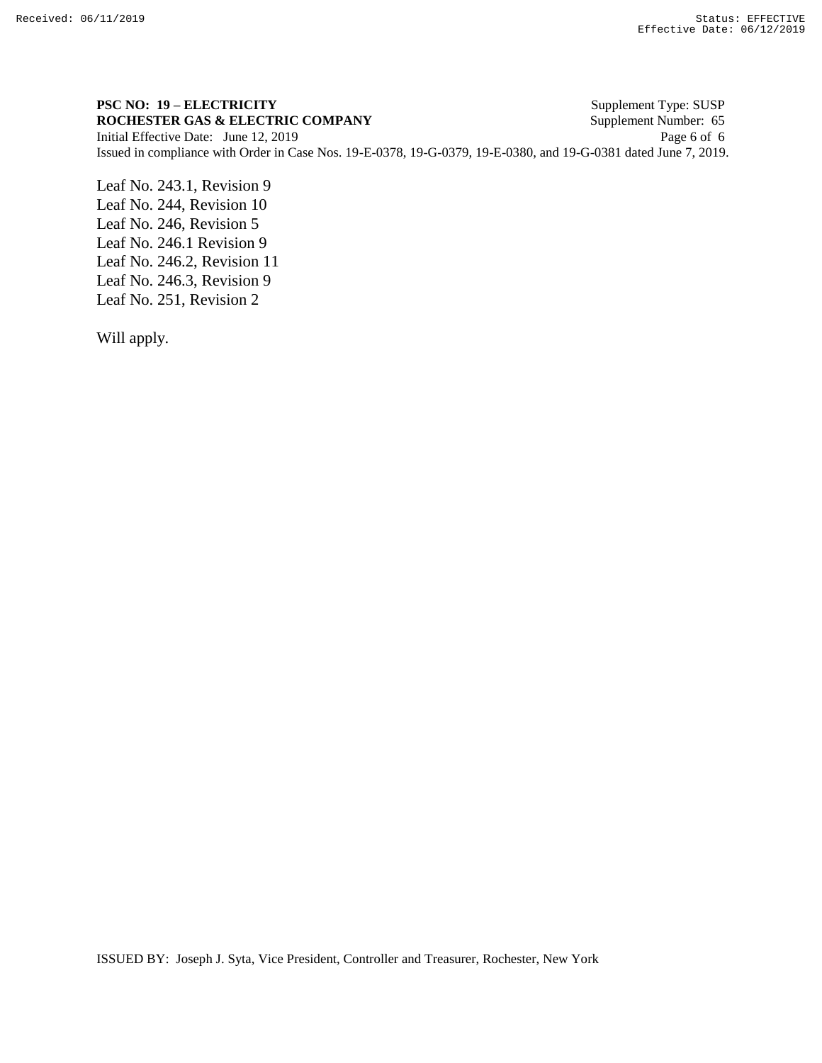**PSC NO: 19 – ELECTRICITY** Supplement Type: SUSP
**ROCHESTER GAS & ELECTRIC COMPANY** Supplement Number: 65
Initial Effective Date: June 12, 2019
Issued in compliance with Order in Case Nos. 19-E-0378, 19-G-0379, 19-E-0380, and 19-G-0381 dated June 7, 2019.

Leaf No. 243.1, Revision 9
Leaf No. 244, Revision 10
Leaf No. 246, Revision 5
Leaf No. 246.1 Revision 9
Leaf No. 246.2, Revision 11
Leaf No. 246.3, Revision 9
Leaf No. 251, Revision 2

Will apply.

ISSUED BY: Joseph J. Syta, Vice President, Controller and Treasurer, Rochester, New York